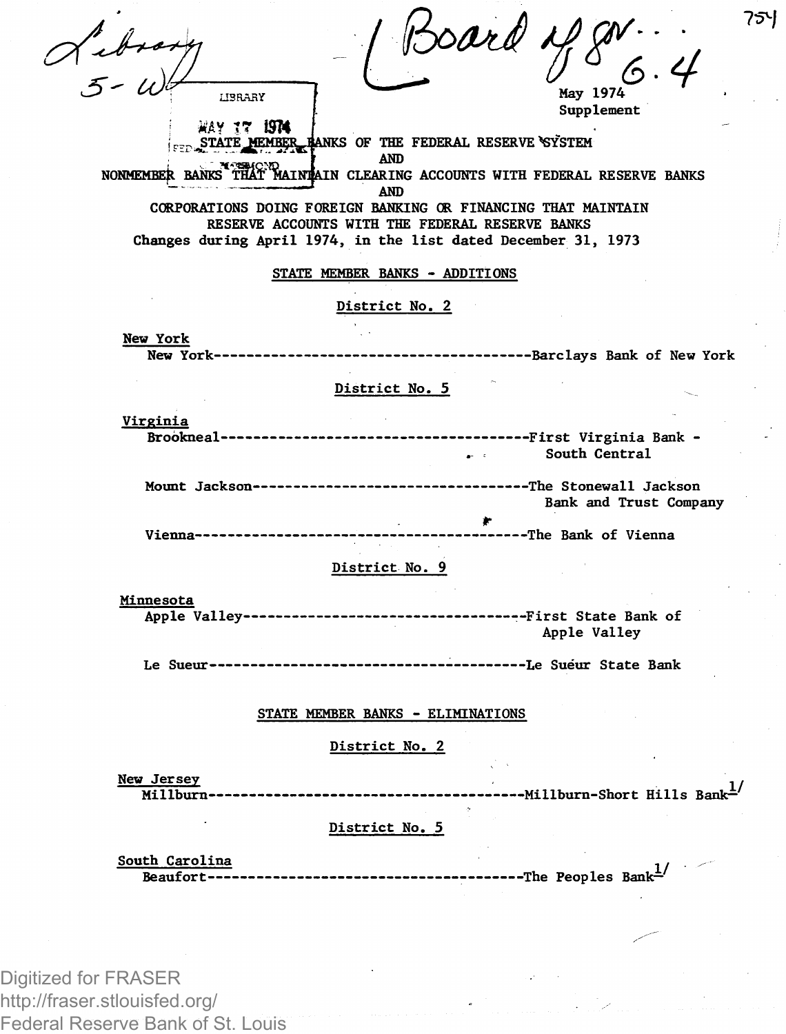May 1974
Supplement

STATE MEMBER BANKS OF THE FEDERAL RESERVE SYSTEM
AND
NONMEMBER BANKS THAT MAINTAIN CLEARING ACCOUNTS WITH FEDERAL RESERVE BANKS
AND
CORPORATIONS DOING FOREIGN BANKING OR FINANCING THAT MAINTAIN
RESERVE ACCOUNTS WITH THE FEDERAL RESERVE BANKS
Changes during April 1974, in the list dated December 31, 1973

## STATE MEMBER BANKS - ADDITIONS

### District No. 2

**New York**
New York---------------------------------------Barclays Bank of New York

### District No. 5

**Virginia**
Brookneal--------------------------------------First Virginia Bank - South Central

Mount Jackson----------------------------------The Stonewall Jackson Bank and Trust Company

Vienna-----------------------------------------The Bank of Vienna

### District No. 9

**Minnesota**
Apple Valley-----------------------------------First State Bank of Apple Valley

Le Sueur---------------------------------------Le Sueur State Bank

## STATE MEMBER BANKS - ELIMINATIONS

### District No. 2

**New Jersey**
Millburn---------------------------------------Millburn-Short Hills Bank[1/]

### District No. 5

**South Carolina**
Beaufort---------------------------------------The Peoples Bank[1/]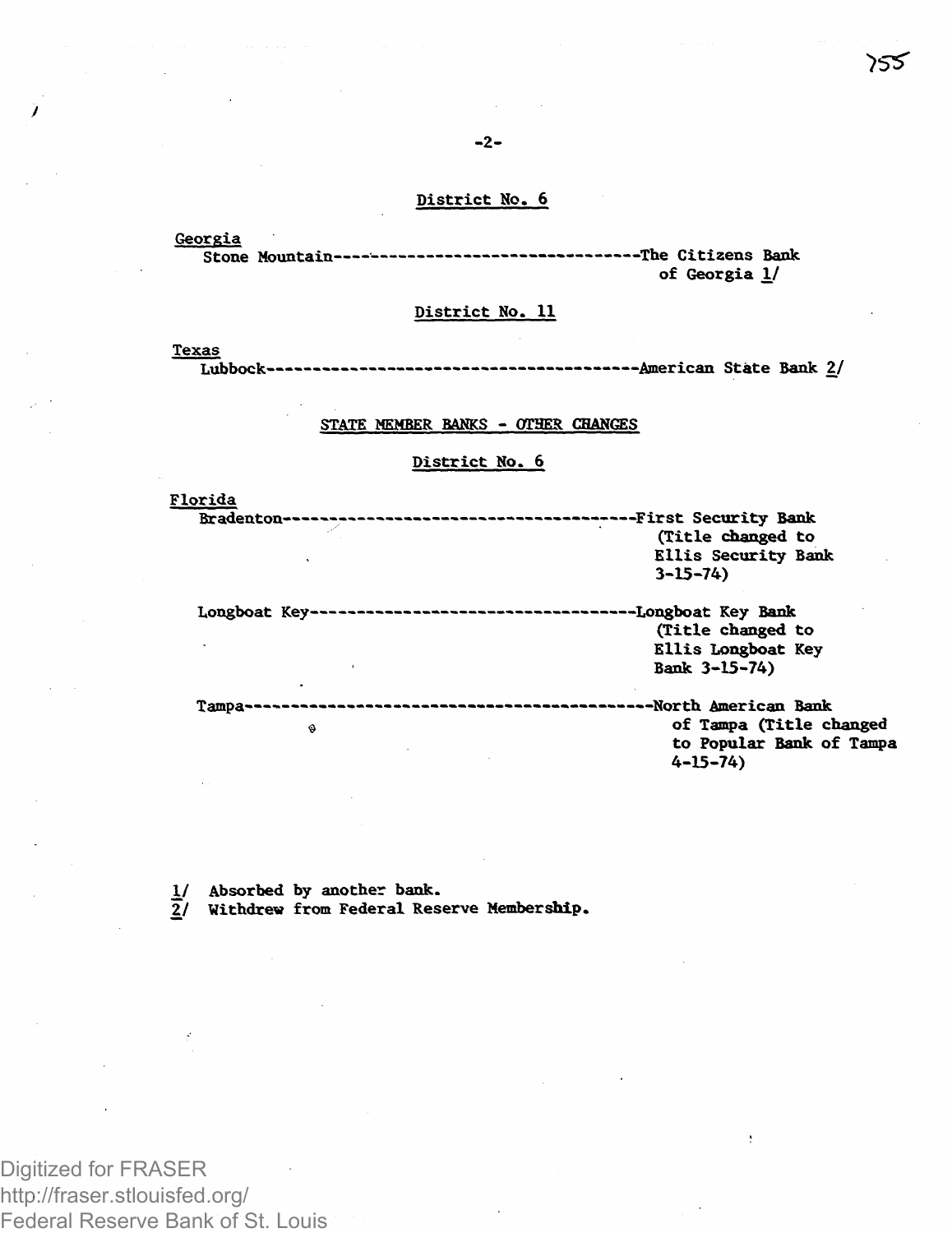**District No. 6**

**Georgia**

Stone Mountain----------------------------------The Citizens Bank of Georgia 1/

**District No. 11**

**Texas**

Lubbock----------------------------------------American State Bank 2/

**STATE MEMBER BANKS - OTHER CHANGES**

**District No. 6**

**Florida**

Bradenton--------------------------------------First Security Bank (Title changed to Ellis Security Bank 3-15-74)

Longboat Key-----------------------------------Longboat Key Bank (Title changed to Ellis Longboat Key Bank 3-15-74)

Tampa--------------------------------------------North American Bank of Tampa (Title changed to Popular Bank of Tampa 4-15-74)

1/ Absorbed by another bank.
2/ Withdrew from Federal Reserve Membership.

Digitized for FRASER
http://fraser.stlouisfed.org/
Federal Reserve Bank of St. Louis